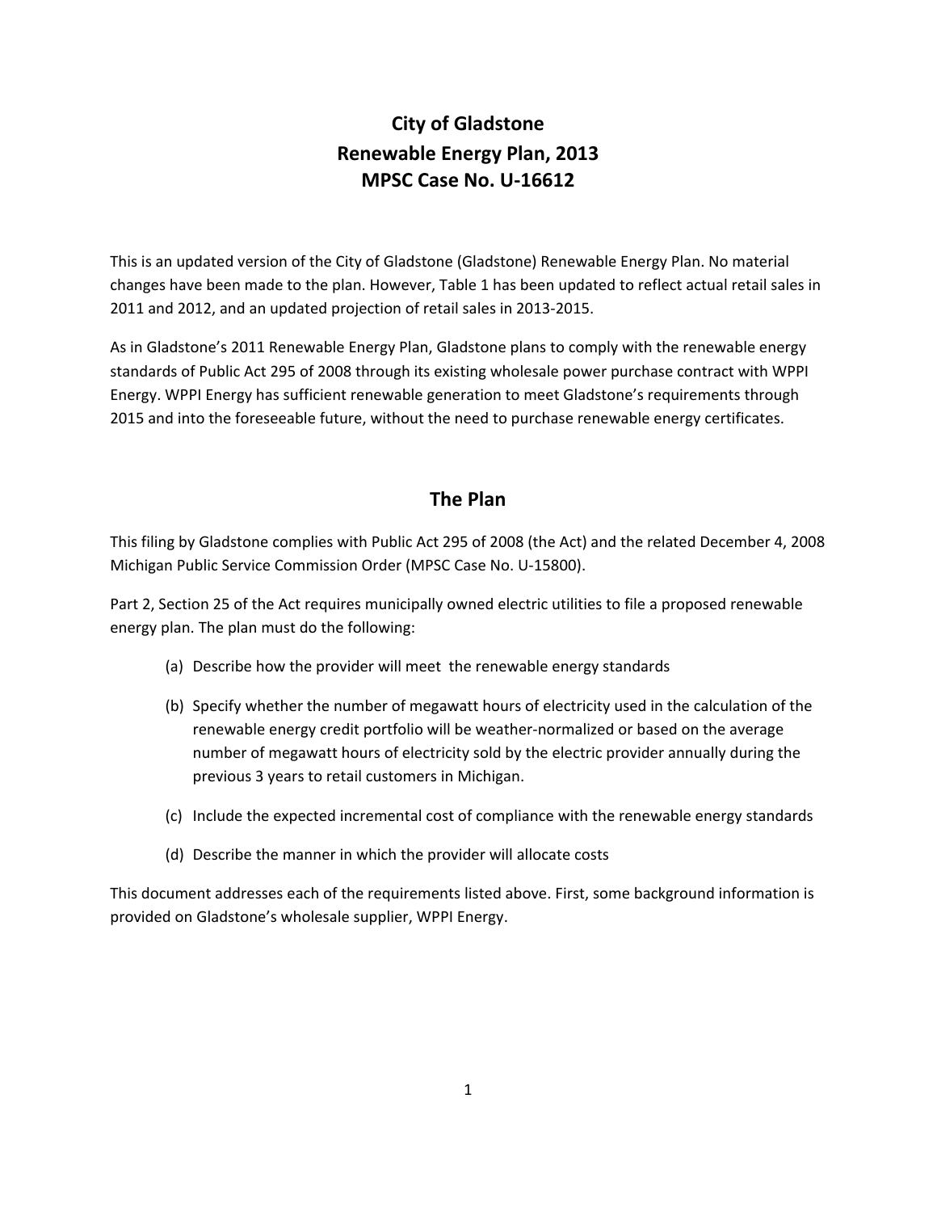# City of Gladstone
# Renewable Energy Plan, 2013
# MPSC Case No. U-16612

This is an updated version of the City of Gladstone (Gladstone) Renewable Energy Plan. No material changes have been made to the plan. However, Table 1 has been updated to reflect actual retail sales in 2011 and 2012, and an updated projection of retail sales in 2013-2015.

As in Gladstone's 2011 Renewable Energy Plan, Gladstone plans to comply with the renewable energy standards of Public Act 295 of 2008 through its existing wholesale power purchase contract with WPPI Energy. WPPI Energy has sufficient renewable generation to meet Gladstone's requirements through 2015 and into the foreseeable future, without the need to purchase renewable energy certificates.

## The Plan

This filing by Gladstone complies with Public Act 295 of 2008 (the Act) and the related December 4, 2008 Michigan Public Service Commission Order (MPSC Case No. U-15800).

Part 2, Section 25 of the Act requires municipally owned electric utilities to file a proposed renewable energy plan. The plan must do the following:

(a) Describe how the provider will meet the renewable energy standards

(b) Specify whether the number of megawatt hours of electricity used in the calculation of the renewable energy credit portfolio will be weather-normalized or based on the average number of megawatt hours of electricity sold by the electric provider annually during the previous 3 years to retail customers in Michigan.

(c) Include the expected incremental cost of compliance with the renewable energy standards

(d) Describe the manner in which the provider will allocate costs

This document addresses each of the requirements listed above. First, some background information is provided on Gladstone's wholesale supplier, WPPI Energy.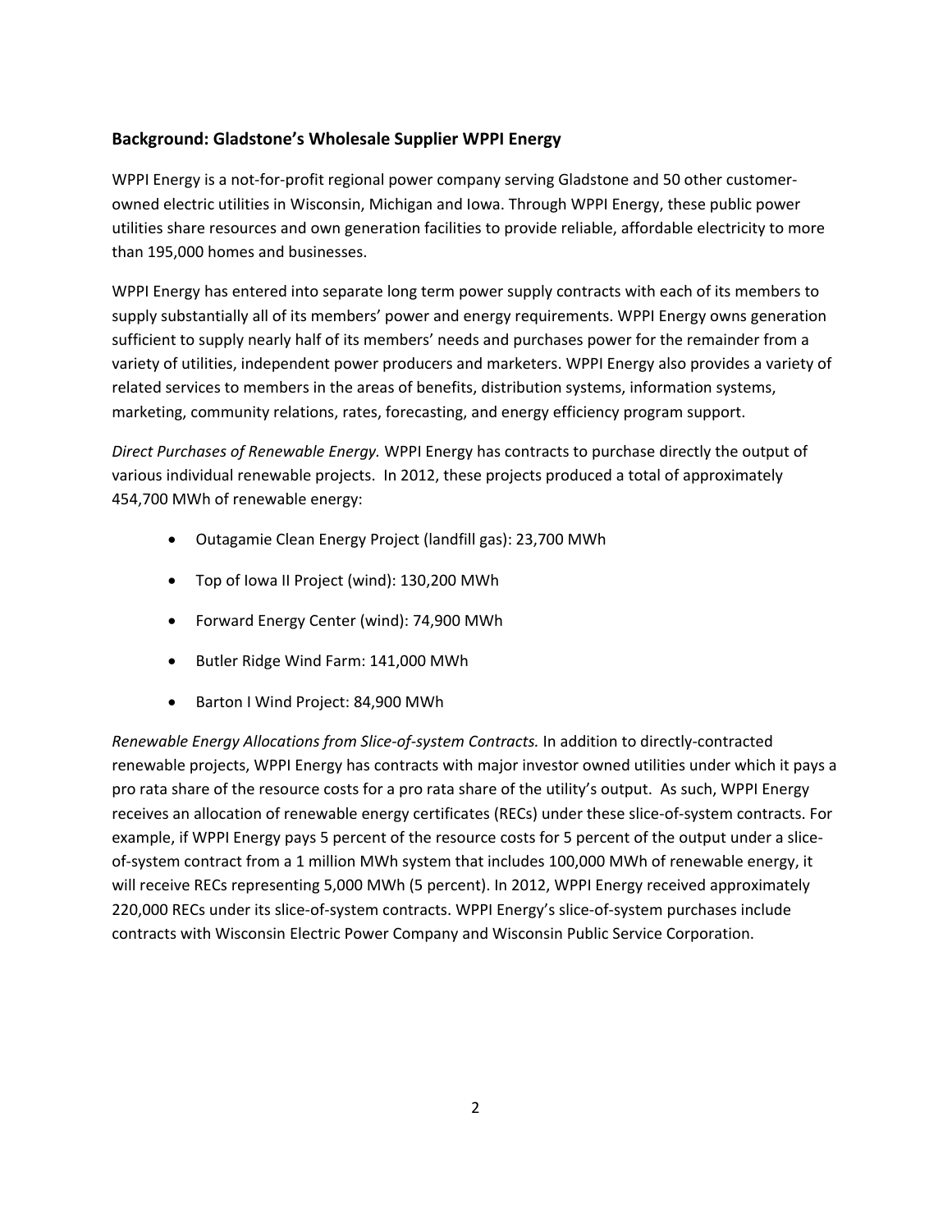### Background: Gladstone's Wholesale Supplier WPPI Energy

WPPI Energy is a not-for-profit regional power company serving Gladstone and 50 other customer-owned electric utilities in Wisconsin, Michigan and Iowa. Through WPPI Energy, these public power utilities share resources and own generation facilities to provide reliable, affordable electricity to more than 195,000 homes and businesses.

WPPI Energy has entered into separate long term power supply contracts with each of its members to supply substantially all of its members' power and energy requirements. WPPI Energy owns generation sufficient to supply nearly half of its members' needs and purchases power for the remainder from a variety of utilities, independent power producers and marketers. WPPI Energy also provides a variety of related services to members in the areas of benefits, distribution systems, information systems, marketing, community relations, rates, forecasting, and energy efficiency program support.

*Direct Purchases of Renewable Energy.* WPPI Energy has contracts to purchase directly the output of various individual renewable projects. In 2012, these projects produced a total of approximately 454,700 MWh of renewable energy:

- Outagamie Clean Energy Project (landfill gas): 23,700 MWh
- Top of Iowa II Project (wind): 130,200 MWh
- Forward Energy Center (wind): 74,900 MWh
- Butler Ridge Wind Farm: 141,000 MWh
- Barton I Wind Project: 84,900 MWh

*Renewable Energy Allocations from Slice-of-system Contracts.* In addition to directly-contracted renewable projects, WPPI Energy has contracts with major investor owned utilities under which it pays a pro rata share of the resource costs for a pro rata share of the utility's output. As such, WPPI Energy receives an allocation of renewable energy certificates (RECs) under these slice-of-system contracts. For example, if WPPI Energy pays 5 percent of the resource costs for 5 percent of the output under a slice-of-system contract from a 1 million MWh system that includes 100,000 MWh of renewable energy, it will receive RECs representing 5,000 MWh (5 percent). In 2012, WPPI Energy received approximately 220,000 RECs under its slice-of-system contracts. WPPI Energy's slice-of-system purchases include contracts with Wisconsin Electric Power Company and Wisconsin Public Service Corporation.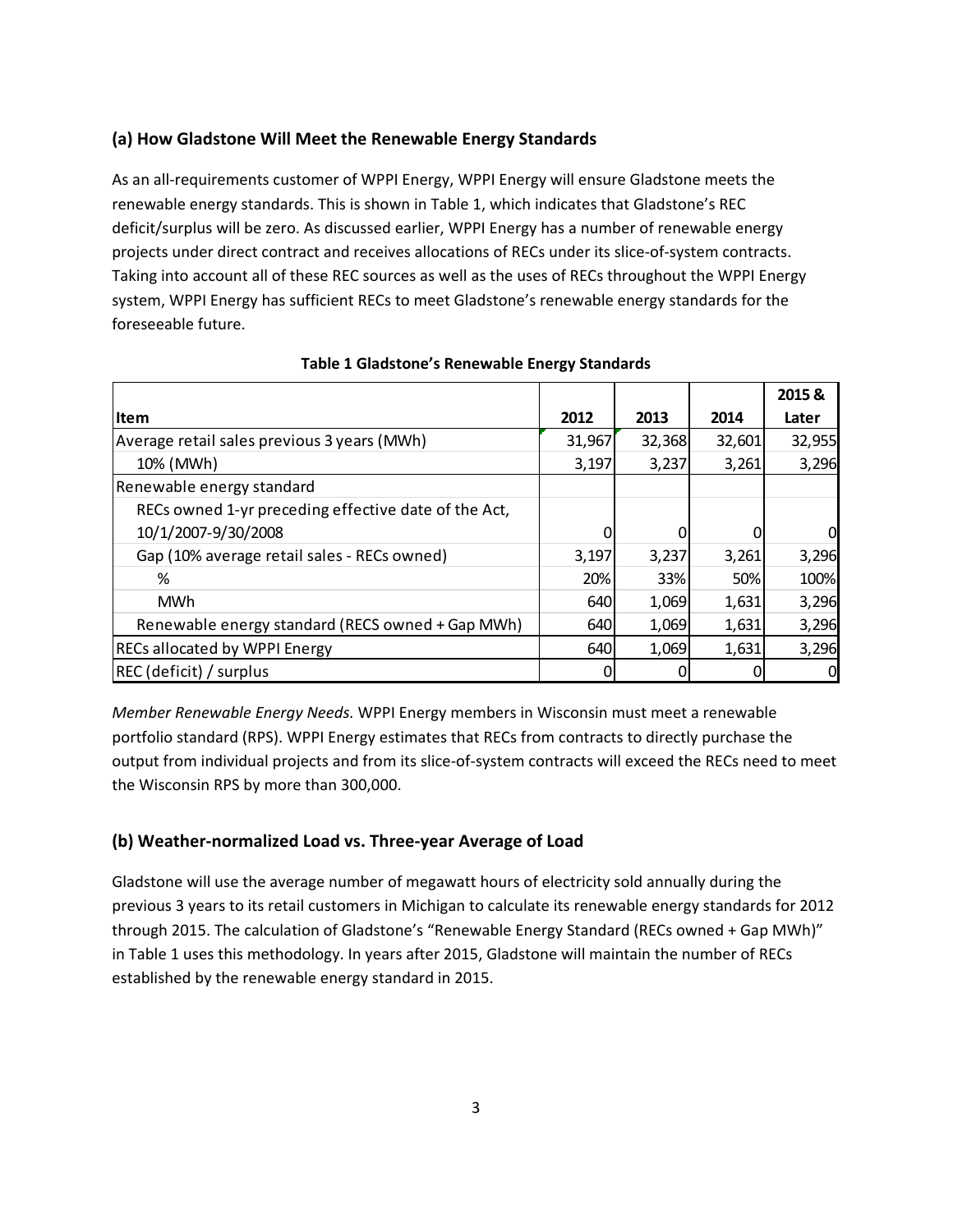### (a) How Gladstone Will Meet the Renewable Energy Standards

As an all-requirements customer of WPPI Energy, WPPI Energy will ensure Gladstone meets the renewable energy standards. This is shown in Table 1, which indicates that Gladstone's REC deficit/surplus will be zero. As discussed earlier, WPPI Energy has a number of renewable energy projects under direct contract and receives allocations of RECs under its slice-of-system contracts. Taking into account all of these REC sources as well as the uses of RECs throughout the WPPI Energy system, WPPI Energy has sufficient RECs to meet Gladstone's renewable energy standards for the foreseeable future.

**Table 1 Gladstone's Renewable Energy Standards**

| Item | 2012 | 2013 | 2014 | 2015 & Later |
|---|---|---|---|---|
| Average retail sales previous 3 years (MWh) | 31,967 | 32,368 | 32,601 | 32,955 |
| 10% (MWh) | 3,197 | 3,237 | 3,261 | 3,296 |
| Renewable energy standard | | | | |
| RECs owned 1-yr preceding effective date of the Act, 10/1/2007-9/30/2008 | 0 | 0 | 0 | 0 |
| Gap (10% average retail sales - RECs owned) | 3,197 | 3,237 | 3,261 | 3,296 |
| % | 20% | 33% | 50% | 100% |
| MWh | 640 | 1,069 | 1,631 | 3,296 |
| Renewable energy standard (RECS owned + Gap MWh) | 640 | 1,069 | 1,631 | 3,296 |
| RECs allocated by WPPI Energy | 640 | 1,069 | 1,631 | 3,296 |
| REC (deficit) / surplus | 0 | 0 | 0 | 0 |

*Member Renewable Energy Needs.* WPPI Energy members in Wisconsin must meet a renewable portfolio standard (RPS). WPPI Energy estimates that RECs from contracts to directly purchase the output from individual projects and from its slice-of-system contracts will exceed the RECs need to meet the Wisconsin RPS by more than 300,000.

### (b) Weather-normalized Load vs. Three-year Average of Load

Gladstone will use the average number of megawatt hours of electricity sold annually during the previous 3 years to its retail customers in Michigan to calculate its renewable energy standards for 2012 through 2015. The calculation of Gladstone's "Renewable Energy Standard (RECs owned + Gap MWh)" in Table 1 uses this methodology. In years after 2015, Gladstone will maintain the number of RECs established by the renewable energy standard in 2015.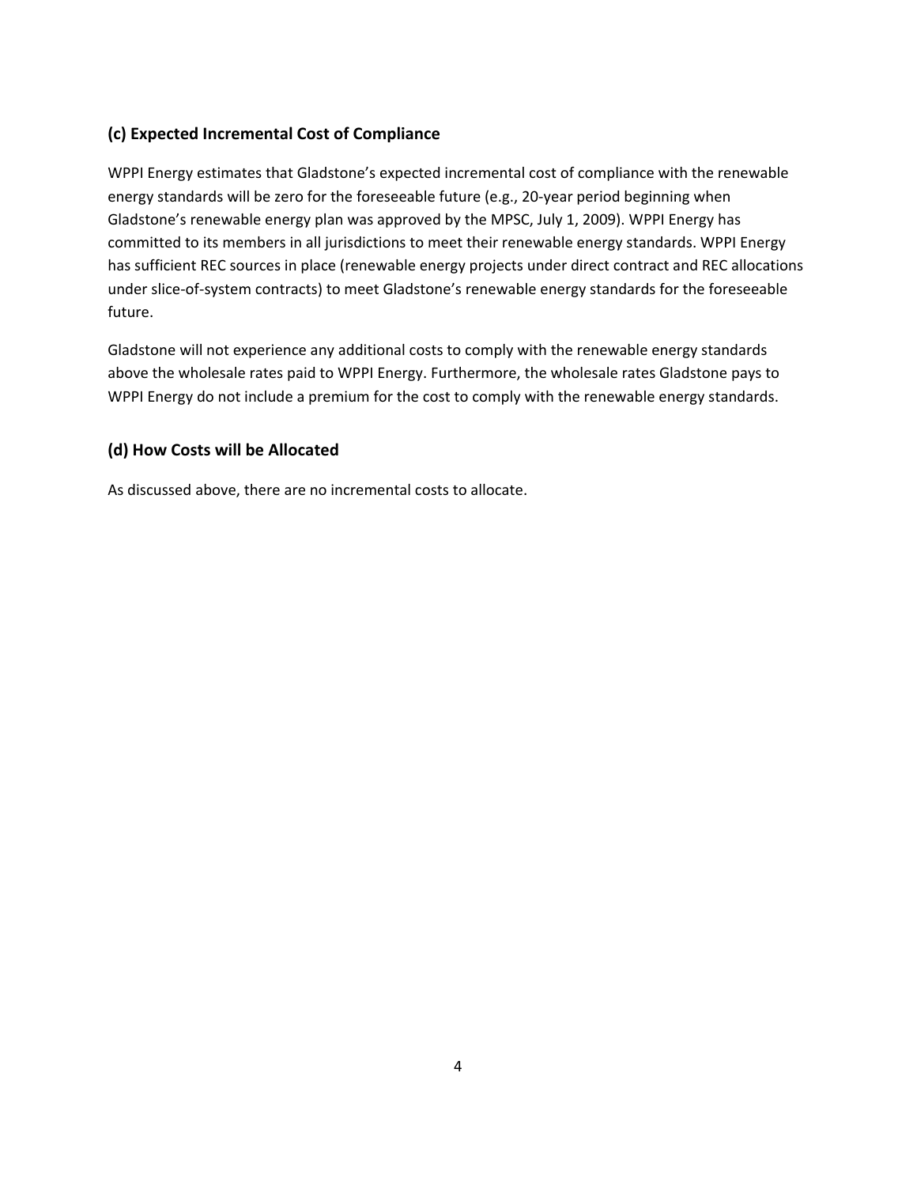### (c) Expected Incremental Cost of Compliance

WPPI Energy estimates that Gladstone's expected incremental cost of compliance with the renewable energy standards will be zero for the foreseeable future (e.g., 20-year period beginning when Gladstone's renewable energy plan was approved by the MPSC, July 1, 2009). WPPI Energy has committed to its members in all jurisdictions to meet their renewable energy standards. WPPI Energy has sufficient REC sources in place (renewable energy projects under direct contract and REC allocations under slice-of-system contracts) to meet Gladstone's renewable energy standards for the foreseeable future.

Gladstone will not experience any additional costs to comply with the renewable energy standards above the wholesale rates paid to WPPI Energy. Furthermore, the wholesale rates Gladstone pays to WPPI Energy do not include a premium for the cost to comply with the renewable energy standards.

### (d) How Costs will be Allocated

As discussed above, there are no incremental costs to allocate.